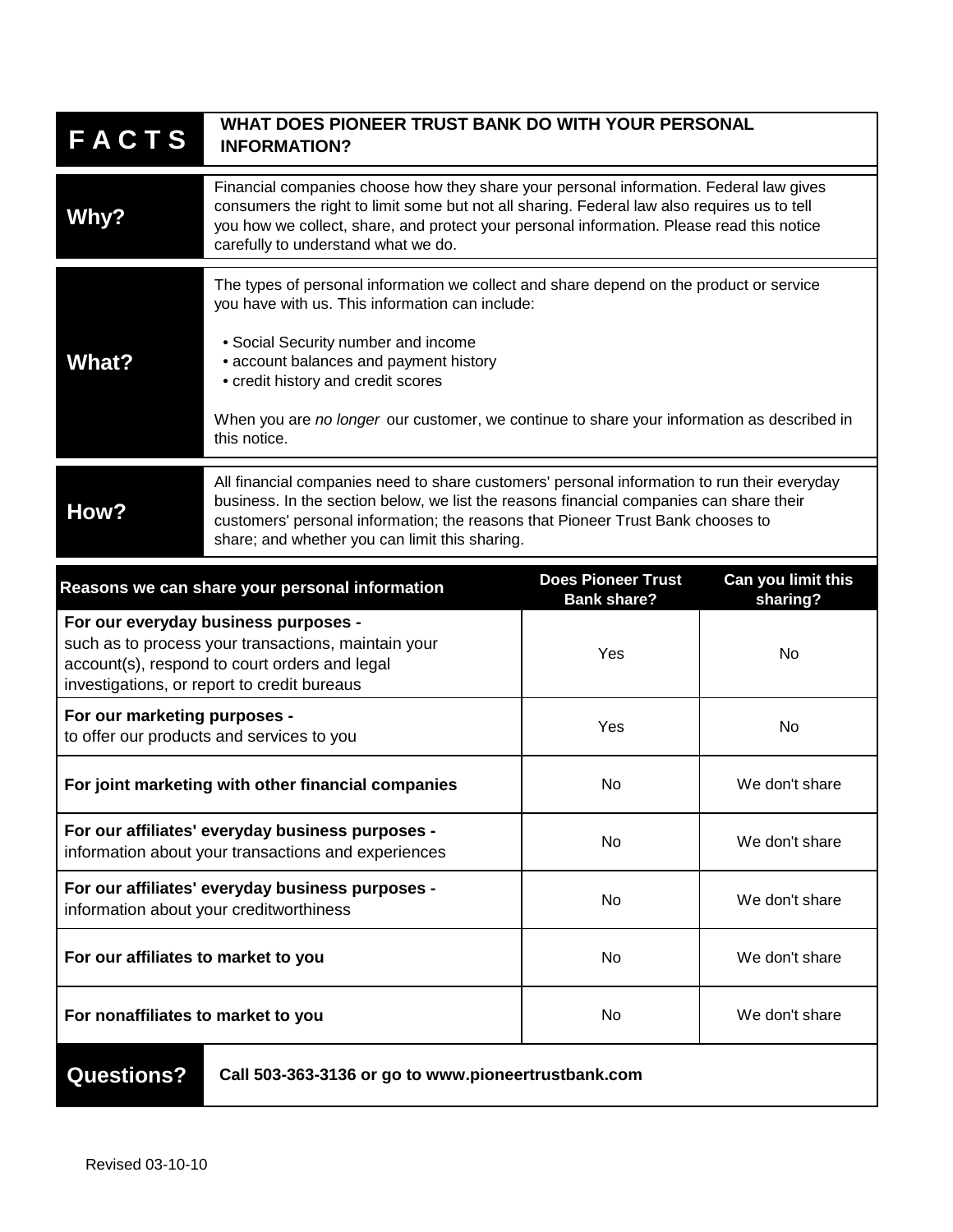# FACTS — WHAT DOES PIONEER TRUST BANK DO WITH YOUR PERSONAL INFORMATION?

## Why?

Financial companies choose how they share your personal information. Federal law gives consumers the right to limit some but not all sharing. Federal law also requires us to tell you how we collect, share, and protect your personal information. Please read this notice carefully to understand what we do.

## What?

The types of personal information we collect and share depend on the product or service you have with us. This information can include:

- Social Security number and income
- account balances and payment history
- credit history and credit scores

When you are *no longer* our customer, we continue to share your information as described in this notice.

## How?

All financial companies need to share customers' personal information to run their everyday business. In the section below, we list the reasons financial companies can share their customers' personal information; the reasons that Pioneer Trust Bank chooses to share; and whether you can limit this sharing.

| Reasons we can share your personal information | Does Pioneer Trust Bank share? | Can you limit this sharing? |
|---|---|---|
| **For our everyday business purposes -** such as to process your transactions, maintain your account(s), respond to court orders and legal investigations, or report to credit bureaus | Yes | No |
| **For our marketing purposes -** to offer our products and services to you | Yes | No |
| **For joint marketing with other financial companies** | No | We don't share |
| **For our affiliates' everyday business purposes -** information about your transactions and experiences | No | We don't share |
| **For our affiliates' everyday business purposes -** information about your creditworthiness | No | We don't share |
| **For our affiliates to market to you** | No | We don't share |
| **For nonaffiliates to market to you** | No | We don't share |

## Questions?

**Call 503-363-3136 or go to www.pioneertrustbank.com**

Revised 03-10-10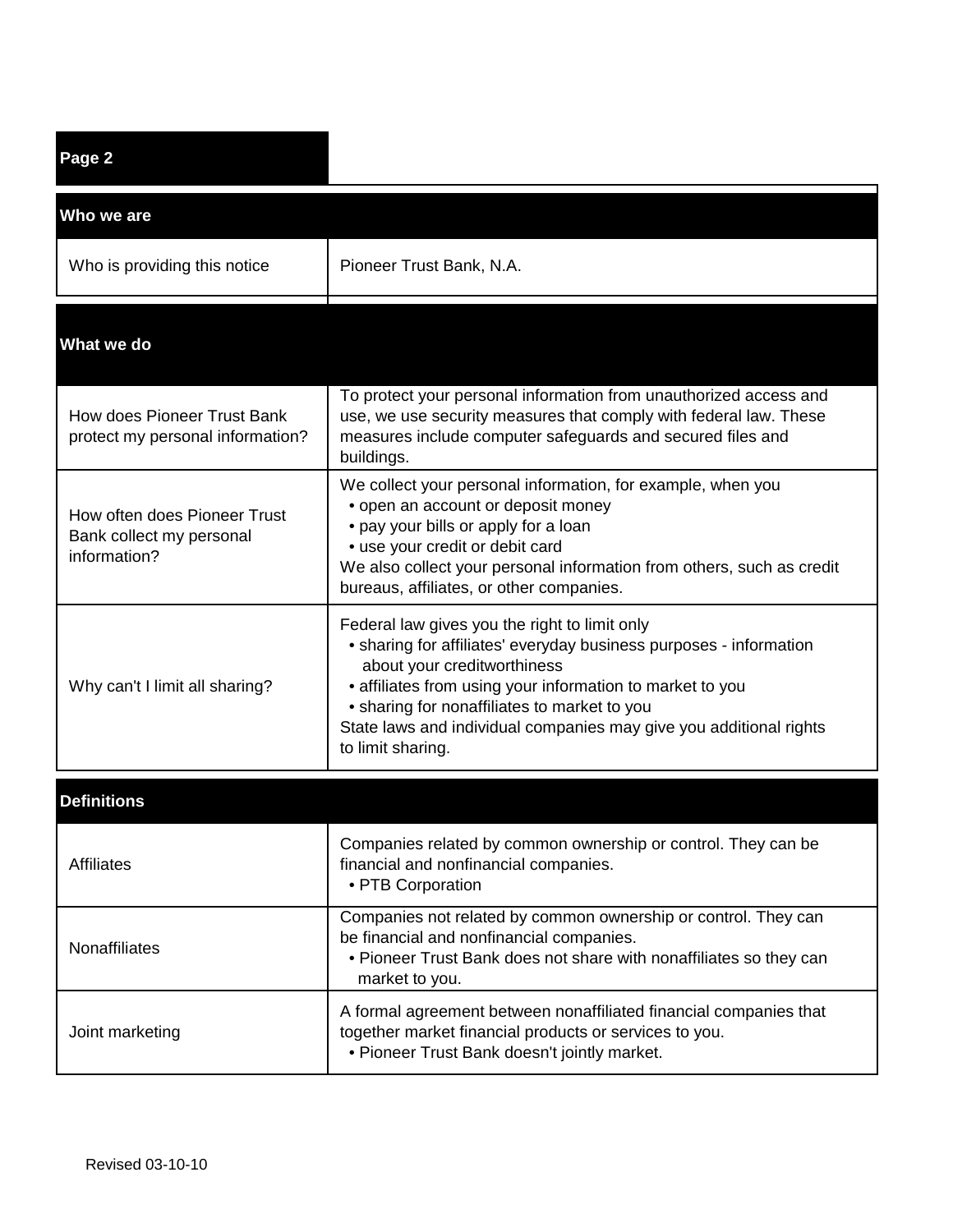**Page 2**

| Who we are | |
|---|---|
| Who is providing this notice | Pioneer Trust Bank, N.A. |

| What we do | |
|---|---|
| How does Pioneer Trust Bank protect my personal information? | To protect your personal information from unauthorized access and use, we use security measures that comply with federal law. These measures include computer safeguards and secured files and buildings. |
| How often does Pioneer Trust Bank collect my personal information? | We collect your personal information, for example, when you<br>• open an account or deposit money<br>• pay your bills or apply for a loan<br>• use your credit or debit card<br>We also collect your personal information from others, such as credit bureaus, affiliates, or other companies. |
| Why can't I limit all sharing? | Federal law gives you the right to limit only<br>• sharing for affiliates' everyday business purposes - information about your creditworthiness<br>• affiliates from using your information to market to you<br>• sharing for nonaffiliates to market to you<br>State laws and individual companies may give you additional rights to limit sharing. |

| Definitions | |
|---|---|
| Affiliates | Companies related by common ownership or control. They can be financial and nonfinancial companies.<br>• PTB Corporation |
| Nonaffiliates | Companies not related by common ownership or control. They can be financial and nonfinancial companies.<br>• Pioneer Trust Bank does not share with nonaffiliates so they can market to you. |
| Joint marketing | A formal agreement between nonaffiliated financial companies that together market financial products or services to you.<br>• Pioneer Trust Bank doesn't jointly market. |

Revised 03-10-10